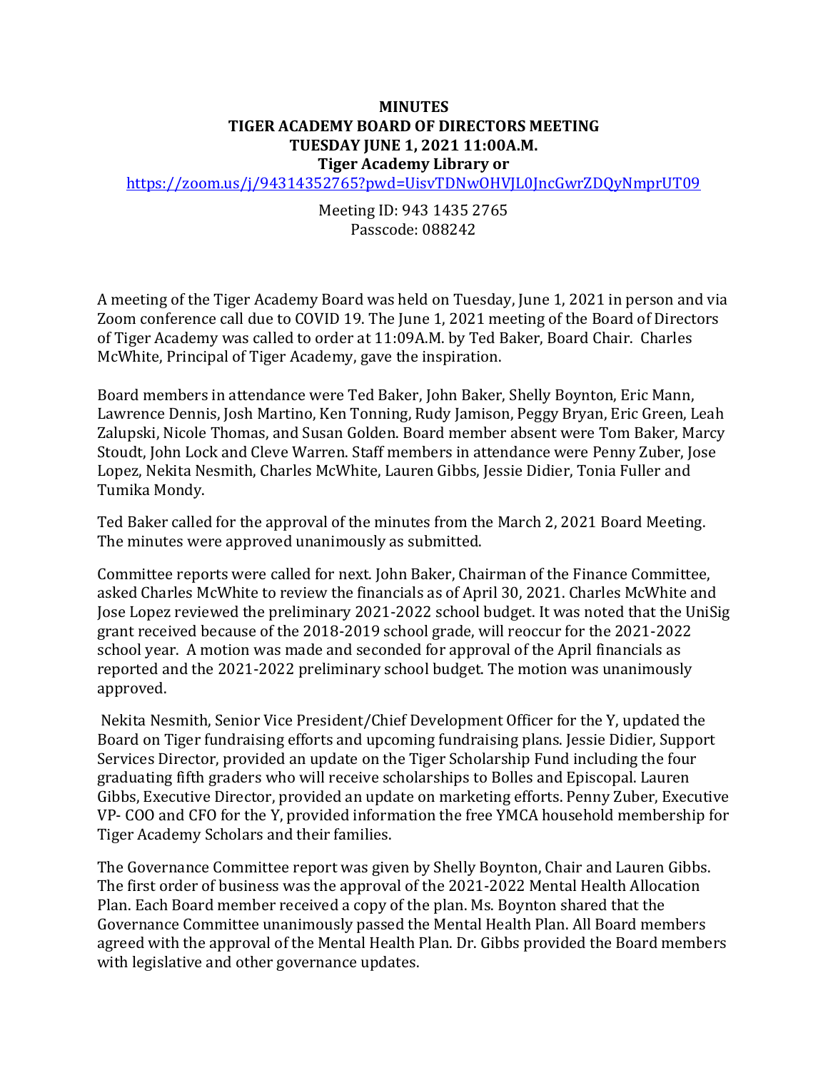**MINUTES**
**TIGER ACADEMY BOARD OF DIRECTORS MEETING**
**TUESDAY JUNE 1, 2021 11:00A.M.**
**Tiger Academy Library or**

https://zoom.us/j/94314352765?pwd=UisvTDNwOHVJL0JncGwrZDQyNmprUT09

Meeting ID: 943 1435 2765
Passcode: 088242

A meeting of the Tiger Academy Board was held on Tuesday, June 1, 2021 in person and via Zoom conference call due to COVID 19. The June 1, 2021 meeting of the Board of Directors of Tiger Academy was called to order at 11:09A.M. by Ted Baker, Board Chair. Charles McWhite, Principal of Tiger Academy, gave the inspiration.

Board members in attendance were Ted Baker, John Baker, Shelly Boynton, Eric Mann, Lawrence Dennis, Josh Martino, Ken Tonning, Rudy Jamison, Peggy Bryan, Eric Green, Leah Zalupski, Nicole Thomas, and Susan Golden. Board member absent were Tom Baker, Marcy Stoudt, John Lock and Cleve Warren. Staff members in attendance were Penny Zuber, Jose Lopez, Nekita Nesmith, Charles McWhite, Lauren Gibbs, Jessie Didier, Tonia Fuller and Tumika Mondy.

Ted Baker called for the approval of the minutes from the March 2, 2021 Board Meeting. The minutes were approved unanimously as submitted.

Committee reports were called for next. John Baker, Chairman of the Finance Committee, asked Charles McWhite to review the financials as of April 30, 2021. Charles McWhite and Jose Lopez reviewed the preliminary 2021-2022 school budget. It was noted that the UniSig grant received because of the 2018-2019 school grade, will reoccur for the 2021-2022 school year. A motion was made and seconded for approval of the April financials as reported and the 2021-2022 preliminary school budget. The motion was unanimously approved.

Nekita Nesmith, Senior Vice President/Chief Development Officer for the Y, updated the Board on Tiger fundraising efforts and upcoming fundraising plans. Jessie Didier, Support Services Director, provided an update on the Tiger Scholarship Fund including the four graduating fifth graders who will receive scholarships to Bolles and Episcopal. Lauren Gibbs, Executive Director, provided an update on marketing efforts. Penny Zuber, Executive VP- COO and CFO for the Y, provided information the free YMCA household membership for Tiger Academy Scholars and their families.

The Governance Committee report was given by Shelly Boynton, Chair and Lauren Gibbs. The first order of business was the approval of the 2021-2022 Mental Health Allocation Plan. Each Board member received a copy of the plan. Ms. Boynton shared that the Governance Committee unanimously passed the Mental Health Plan. All Board members agreed with the approval of the Mental Health Plan. Dr. Gibbs provided the Board members with legislative and other governance updates.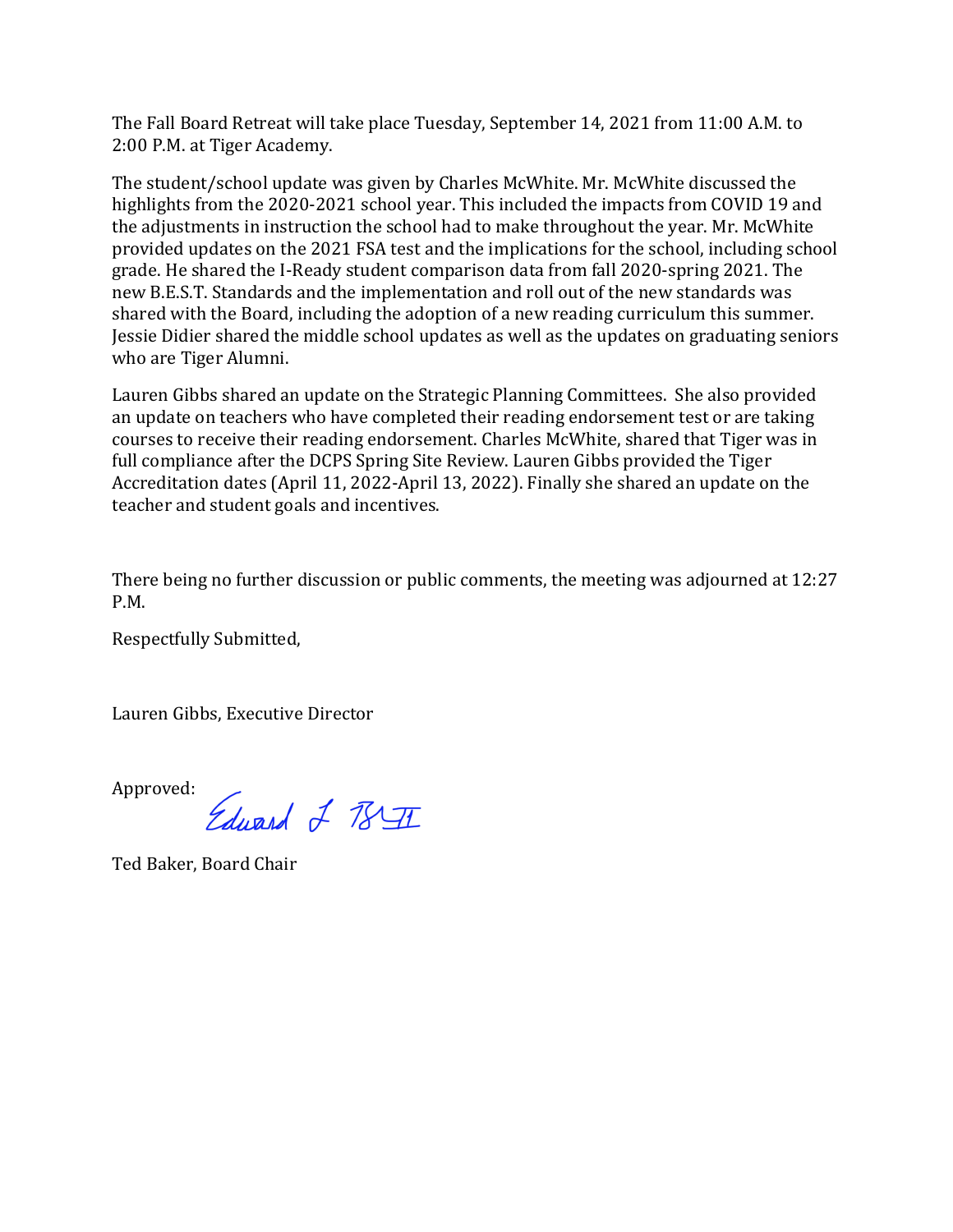The Fall Board Retreat will take place Tuesday, September 14, 2021 from 11:00 A.M. to 2:00 P.M. at Tiger Academy.

The student/school update was given by Charles McWhite. Mr. McWhite discussed the highlights from the 2020-2021 school year. This included the impacts from COVID 19 and the adjustments in instruction the school had to make throughout the year. Mr. McWhite provided updates on the 2021 FSA test and the implications for the school, including school grade. He shared the I-Ready student comparison data from fall 2020-spring 2021. The new B.E.S.T. Standards and the implementation and roll out of the new standards was shared with the Board, including the adoption of a new reading curriculum this summer. Jessie Didier shared the middle school updates as well as the updates on graduating seniors who are Tiger Alumni.

Lauren Gibbs shared an update on the Strategic Planning Committees. She also provided an update on teachers who have completed their reading endorsement test or are taking courses to receive their reading endorsement. Charles McWhite, shared that Tiger was in full compliance after the DCPS Spring Site Review. Lauren Gibbs provided the Tiger Accreditation dates (April 11, 2022-April 13, 2022). Finally she shared an update on the teacher and student goals and incentives.

There being no further discussion or public comments, the meeting was adjourned at 12:27 P.M.

Respectfully Submitted,

Lauren Gibbs, Executive Director

Approved: Edward L Baker III

Ted Baker, Board Chair